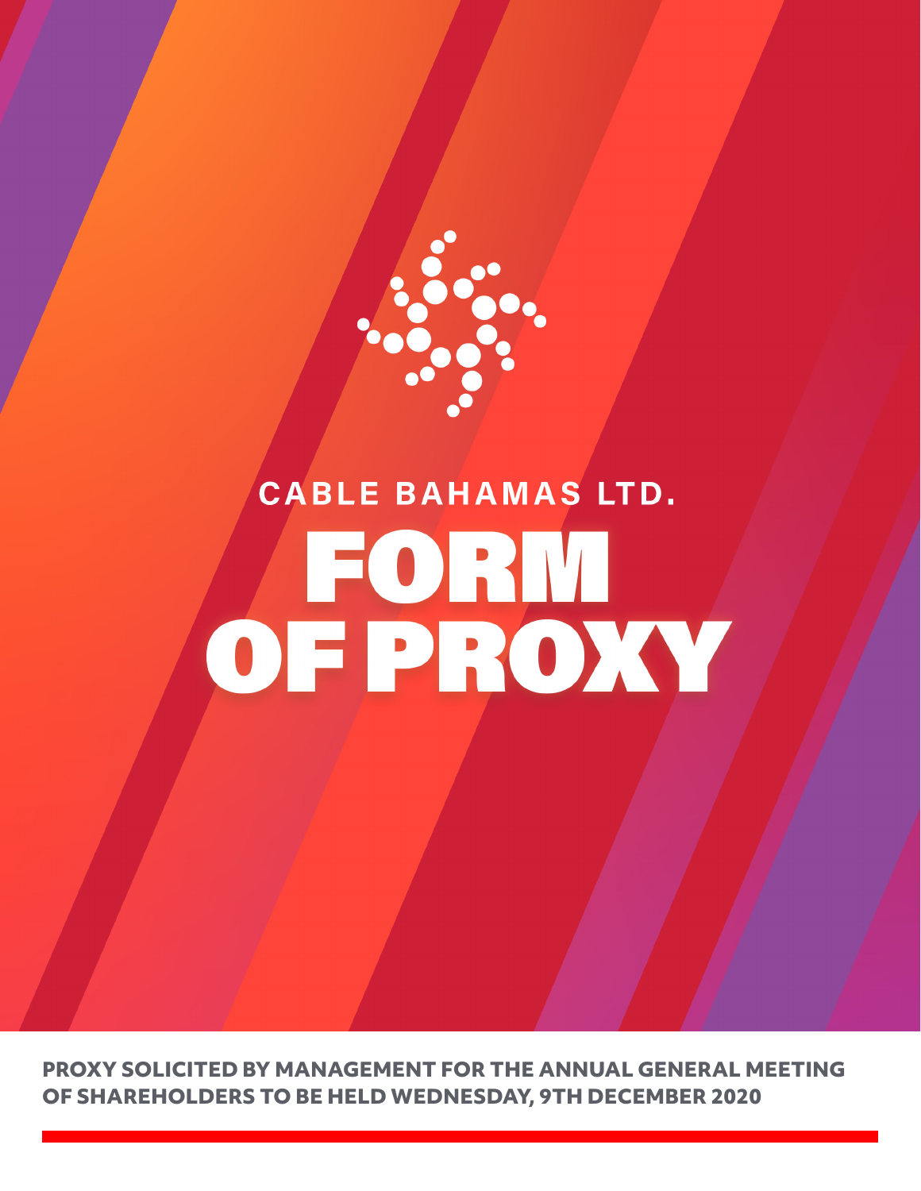CABLE BAHAMAS LTD.

# FORM OF PROXY

**PROXY SOLICITED BY MANAGEMENT FOR THE ANNUAL GENERAL MEETING OF SHAREHOLDERS TO BE HELD WEDNESDAY, 9TH DECEMBER 2020**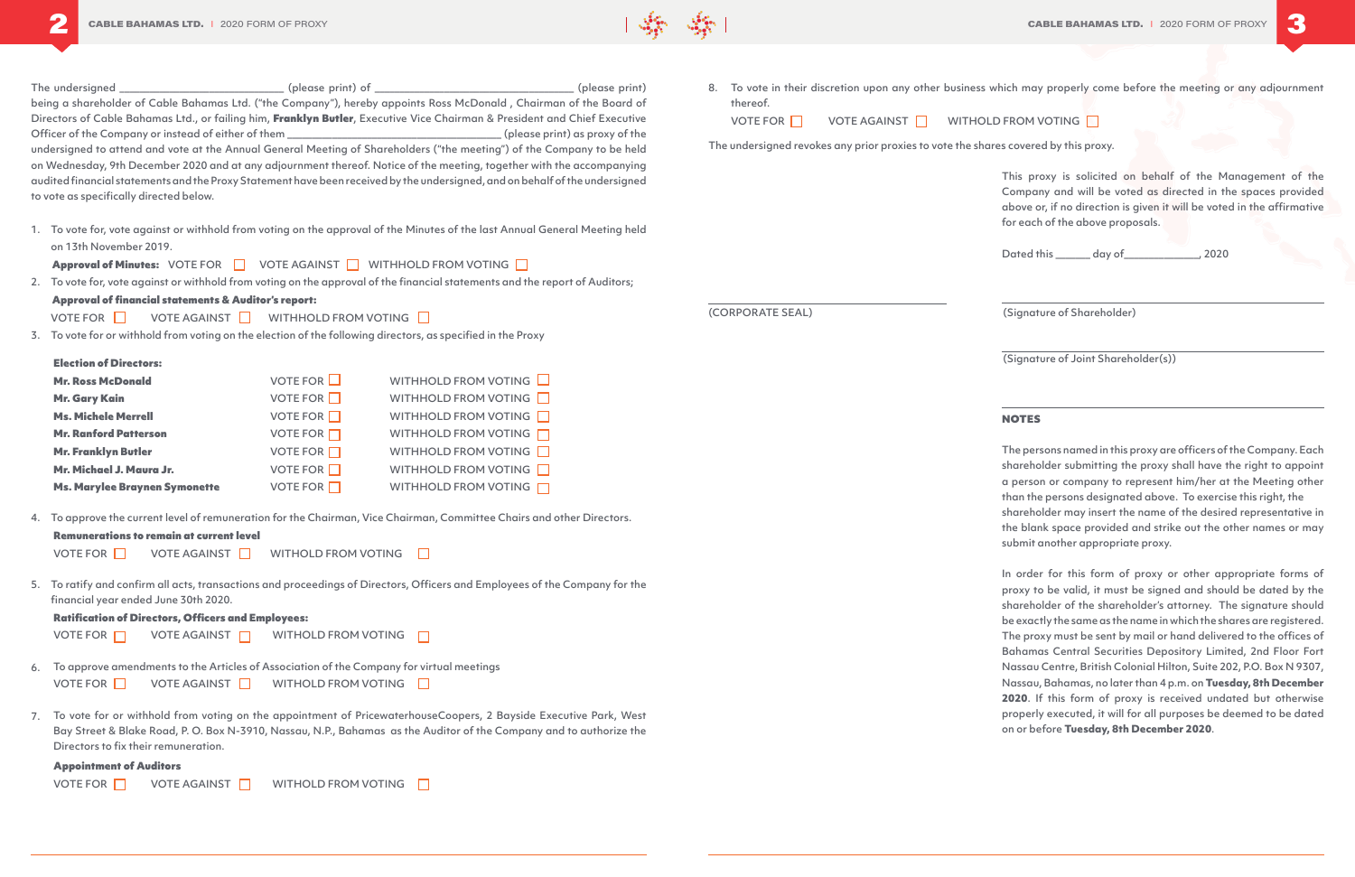The undersigned __________________________ (please print) of ________________________________ (please print) being a shareholder of Cable Bahamas Ltd. ("the Company"), hereby appoints Ross McDonald , Chairman of the Board of Directors of Cable Bahamas Ltd., or failing him, **Franklyn Butler**, Executive Vice Chairman & President and Chief Executive Officer of the Company or instead of either of them ________________________________ (please print) as proxy of the undersigned to attend and vote at the Annual General Meeting of Shareholders ("the meeting") of the Company to be held on Wednesday, 9th December 2020 and at any adjournment thereof. Notice of the meeting, together with the accompanying audited financial statements and the Proxy Statement have been received by the undersigned, and on behalf of the undersigned to vote as specifically directed below.

1. To vote for, vote against or withhold from voting on the approval of the Minutes of the last Annual General Meeting held on 13th November 2019.

   **Approval of Minutes:** VOTE FOR ☐ VOTE AGAINST ☐ WITHHOLD FROM VOTING ☐

2. To vote for, vote against or withhold from voting on the approval of the financial statements and the report of Auditors;

   **Approval of financial statements & Auditor's report:**

   VOTE FOR ☐ VOTE AGAINST ☐ WITHHOLD FROM VOTING ☐

3. To vote for or withhold from voting on the election of the following directors, as specified in the Proxy

   **Election of Directors:**

| | | |
|---|---|---|
| **Mr. Ross McDonald** | VOTE FOR ☐ | WITHHOLD FROM VOTING ☐ |
| **Mr. Gary Kain** | VOTE FOR ☐ | WITHHOLD FROM VOTING ☐ |
| **Ms. Michele Merrell** | VOTE FOR ☐ | WITHHOLD FROM VOTING ☐ |
| **Mr. Ranford Patterson** | VOTE FOR ☐ | WITHHOLD FROM VOTING ☐ |
| **Mr. Franklyn Butler** | VOTE FOR ☐ | WITHHOLD FROM VOTING ☐ |
| **Mr. Michael J. Maura Jr.** | VOTE FOR ☐ | WITHHOLD FROM VOTING ☐ |
| **Ms. Marylee Braynen Symonette** | VOTE FOR ☐ | WITHHOLD FROM VOTING ☐ |

4. To approve the current level of remuneration for the Chairman, Vice Chairman, Committee Chairs and other Directors.

   **Remunerations to remain at current level**

   VOTE FOR ☐ VOTE AGAINST ☐ WITHHOLD FROM VOTING ☐

5. To ratify and confirm all acts, transactions and proceedings of Directors, Officers and Employees of the Company for the financial year ended June 30th 2020.

   **Ratification of Directors, Officers and Employees:**

   VOTE FOR ☐ VOTE AGAINST ☐ WITHHOLD FROM VOTING ☐

6. To approve amendments to the Articles of Association of the Company for virtual meetings

   VOTE FOR ☐ VOTE AGAINST ☐ WITHHOLD FROM VOTING ☐

7. To vote for or withhold from voting on the appointment of PricewaterhouseCoopers, 2 Bayside Executive Park, West Bay Street & Blake Road, P. O. Box N-3910, Nassau, N.P., Bahamas as the Auditor of the Company and to authorize the Directors to fix their remuneration.

   **Appointment of Auditors**

   VOTE FOR ☐ VOTE AGAINST ☐ WITHOLD FROM VOTING ☐

8. To vote in their discretion upon any other business which may properly come before the meeting or any adjournment thereof.

   VOTE FOR ☐ VOTE AGAINST ☐ WITHOLD FROM VOTING ☐

The undersigned revokes any prior proxies to vote the shares covered by this proxy.

This proxy is solicited on behalf of the Management of the Company and will be voted as directed in the spaces provided above or, if no direction is given it will be voted in the affirmative for each of the above proposals.

Dated this ______ day of_____________, 2020

______________________________
(CORPORATE SEAL)

______________________________
(Signature of Shareholder)

______________________________
(Signature of Joint Shareholder(s))

## NOTES

The persons named in this proxy are officers of the Company. Each shareholder submitting the proxy shall have the right to appoint a person or company to represent him/her at the Meeting other than the persons designated above. To exercise this right, the shareholder may insert the name of the desired representative in the blank space provided and strike out the other names or may submit another appropriate proxy.

In order for this form of proxy or other appropriate forms of proxy to be valid, it must be signed and should be dated by the shareholder of the shareholder's attorney. The signature should be exactly the same as the name in which the shares are registered. The proxy must be sent by mail or hand delivered to the offices of Bahamas Central Securities Depository Limited, 2nd Floor Fort Nassau Centre, British Colonial Hilton, Suite 202, P.O. Box N 9307, Nassau, Bahamas, no later than 4 p.m. on **Tuesday, 8th December 2020**. If this form of proxy is received undated but otherwise properly executed, it will for all purposes be deemed to be dated on or before **Tuesday, 8th December 2020**.